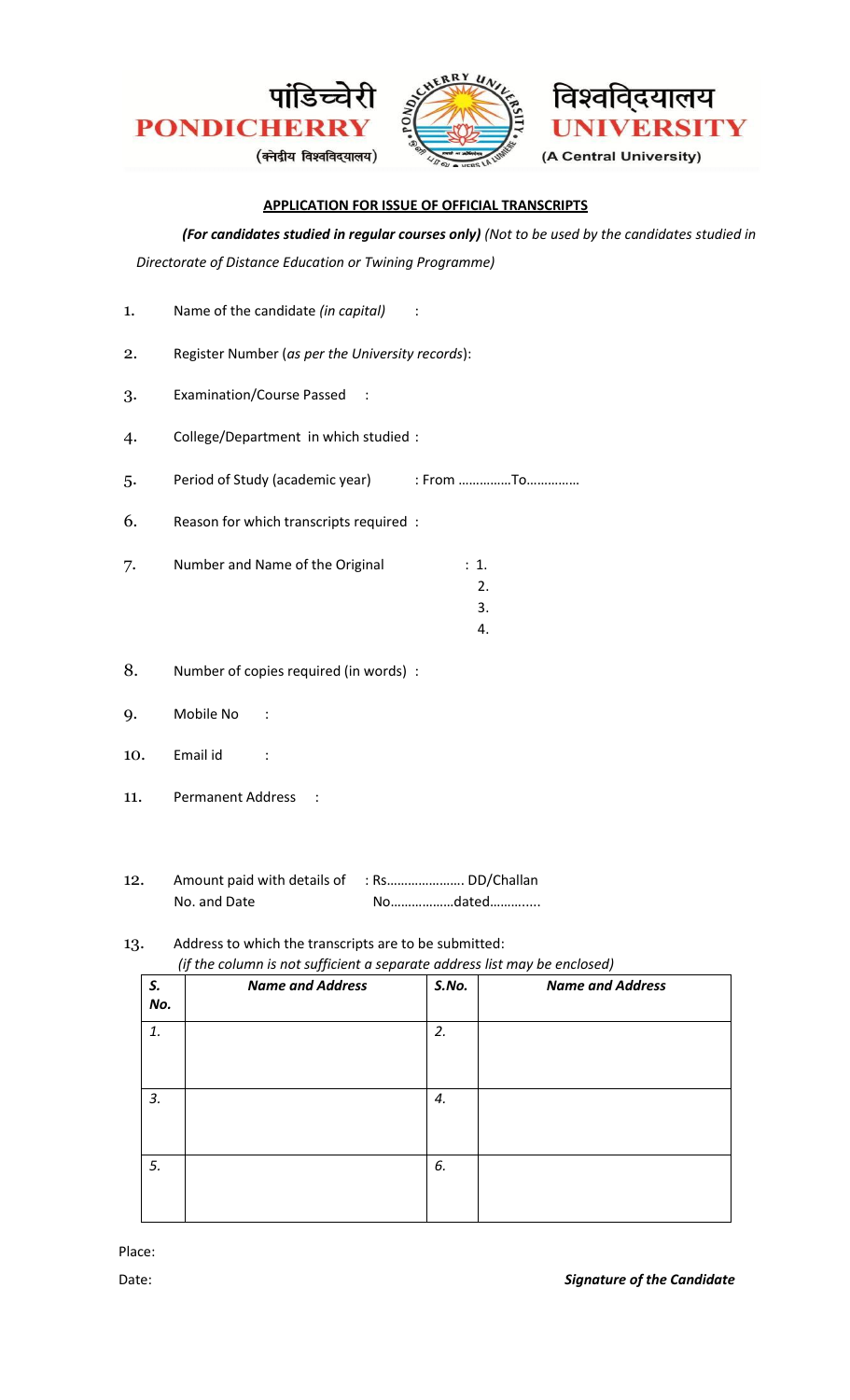पांडिच्चेरी **PONDICHERRY** (केन्द्रीय विश्वविद्यालय) विश्वविद्यालय **UNIVERSITY** (A Central University)

**APPLICATION FOR ISSUE OF OFFICIAL TRANSCRIPTS**

***(For candidates studied in regular courses only)*** *(Not to be used by the candidates studied in Directorate of Distance Education or Twining Programme)*

1. Name of the candidate *(in capital)* :
2. Register Number (*as per the University records*):
3. Examination/Course Passed :
4. College/Department in which studied :
5. Period of Study (academic year) : From ……………To……………
6. Reason for which transcripts required :
7. Number and Name of the Original : 1.
   2.
   3.
   4.
8. Number of copies required (in words) :
9. Mobile No :
10. Email id :
11. Permanent Address :
12. Amount paid with details of No. and Date : Rs…………………. DD/Challan No………………dated………....
13. Address to which the transcripts are to be submitted:
    *(if the column is not sufficient a separate address list may be enclosed)*

| *S. No.* | ***Name and Address*** | *S.No.* | ***Name and Address*** |
|---|---|---|---|
| *1.* | | *2.* | |
| *3.* | | *4.* | |
| *5.* | | *6.* | |

Place:

Date: ***Signature of the Candidate***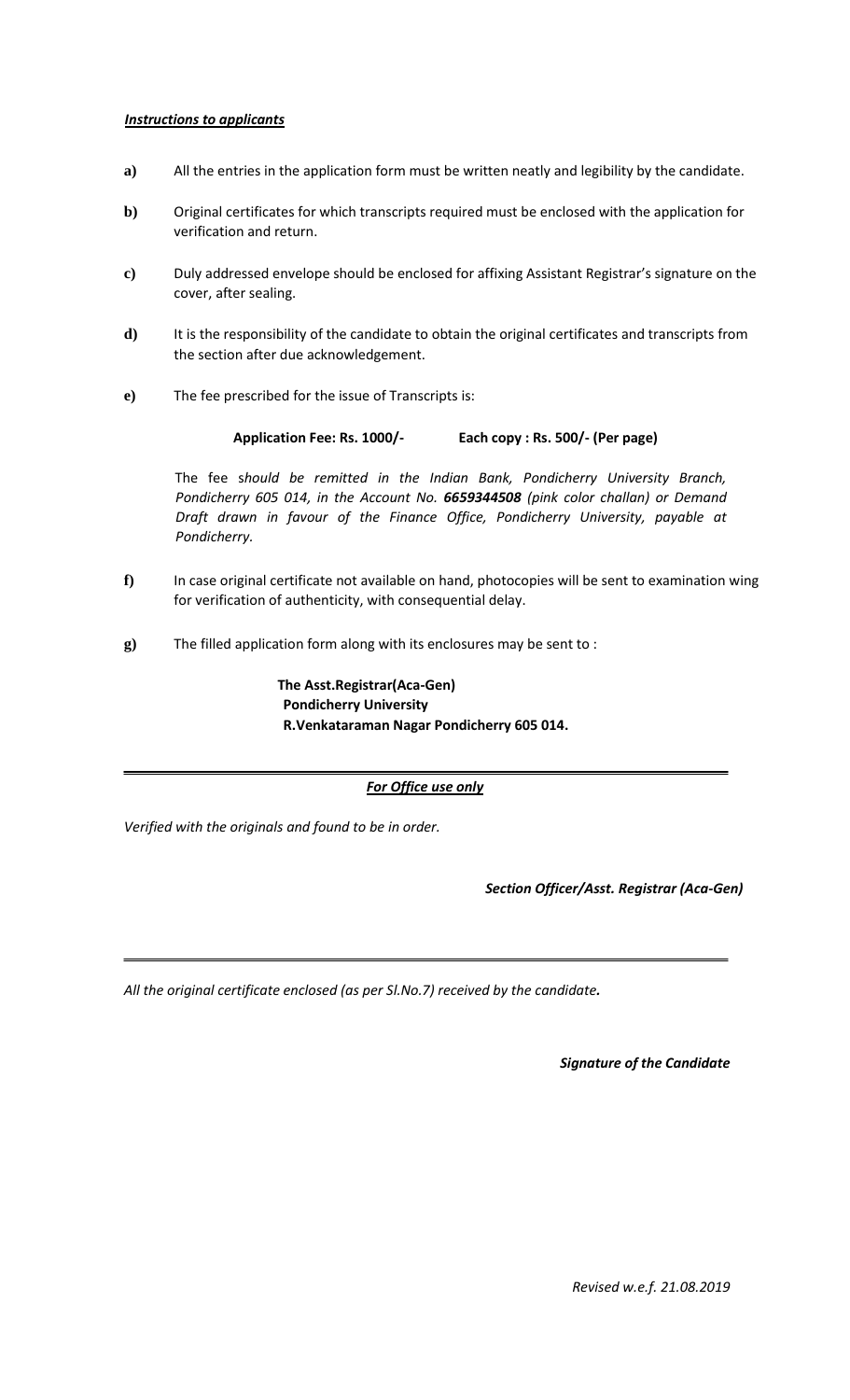***Instructions to applicants***

**a)** All the entries in the application form must be written neatly and legibility by the candidate.

**b)** Original certificates for which transcripts required must be enclosed with the application for verification and return.

**c)** Duly addressed envelope should be enclosed for affixing Assistant Registrar's signature on the cover, after sealing.

**d)** It is the responsibility of the candidate to obtain the original certificates and transcripts from the section after due acknowledgement.

**e)** The fee prescribed for the issue of Transcripts is:

**Application Fee: Rs. 1000/-  Each copy : Rs. 500/- (Per page)**

The fee s*hould be remitted in the Indian Bank, Pondicherry University Branch, Pondicherry 605 014, in the Account No.* ***6659344508*** *(pink color challan) or Demand Draft drawn in favour of the Finance Office, Pondicherry University, payable at Pondicherry.*

**f)** In case original certificate not available on hand, photocopies will be sent to examination wing for verification of authenticity, with consequential delay.

**g)** The filled application form along with its enclosures may be sent to :

**The Asst.Registrar(Aca-Gen)**
**Pondicherry University**
**R.Venkataraman Nagar Pondicherry 605 014.**

---

***For Office use only***

*Verified with the originals and found to be in order.*

***Section Officer/Asst. Registrar (Aca-Gen)***

---

*All the original certificate enclosed (as per Sl.No.7) received by the candidate.*

***Signature of the Candidate***

*Revised w.e.f. 21.08.2019*